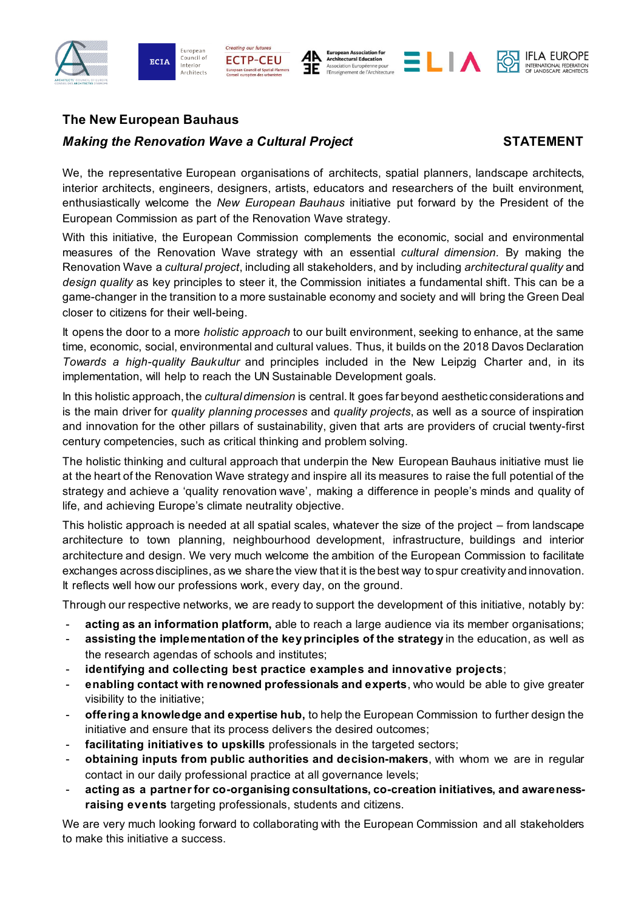# The New European Bauhaus

## *Making the Renovation Wave a Cultural Project*

**STATEMENT**

We, the representative European organisations of architects, spatial planners, landscape architects, interior architects, engineers, designers, artists, educators and researchers of the built environment, enthusiastically welcome the *New European Bauhaus* initiative put forward by the President of the European Commission as part of the Renovation Wave strategy.

With this initiative, the European Commission complements the economic, social and environmental measures of the Renovation Wave strategy with an essential *cultural dimension*. By making the Renovation Wave a *cultural project*, including all stakeholders, and by including *architectural quality* and *design quality* as key principles to steer it, the Commission initiates a fundamental shift. This can be a game-changer in the transition to a more sustainable economy and society and will bring the Green Deal closer to citizens for their well-being.

It opens the door to a more *holistic approach* to our built environment, seeking to enhance, at the same time, economic, social, environmental and cultural values. Thus, it builds on the 2018 Davos Declaration *Towards a high-quality Baukultur* and principles included in the New Leipzig Charter and, in its implementation, will help to reach the UN Sustainable Development goals.

In this holistic approach, the *cultural dimension* is central. It goes far beyond aesthetic considerations and is the main driver for *quality planning processes* and *quality projects*, as well as a source of inspiration and innovation for the other pillars of sustainability, given that arts are providers of crucial twenty-first century competencies, such as critical thinking and problem solving.

The holistic thinking and cultural approach that underpin the New European Bauhaus initiative must lie at the heart of the Renovation Wave strategy and inspire all its measures to raise the full potential of the strategy and achieve a 'quality renovation wave', making a difference in people's minds and quality of life, and achieving Europe's climate neutrality objective.

This holistic approach is needed at all spatial scales, whatever the size of the project – from landscape architecture to town planning, neighbourhood development, infrastructure, buildings and interior architecture and design. We very much welcome the ambition of the European Commission to facilitate exchanges across disciplines, as we share the view that it is the best way to spur creativity and innovation. It reflects well how our professions work, every day, on the ground.

Through our respective networks, we are ready to support the development of this initiative, notably by:

- **acting as an information platform,** able to reach a large audience via its member organisations;
- **assisting the implementation of the key principles of the strategy** in the education, as well as the research agendas of schools and institutes;
- **identifying and collecting best practice examples and innovative projects**;
- **enabling contact with renowned professionals and experts**, who would be able to give greater visibility to the initiative;
- **offering a knowledge and expertise hub,** to help the European Commission to further design the initiative and ensure that its process delivers the desired outcomes;
- **facilitating initiatives to upskills** professionals in the targeted sectors;
- **obtaining inputs from public authorities and decision-makers**, with whom we are in regular contact in our daily professional practice at all governance levels;
- **acting as a partner for co-organising consultations, co-creation initiatives, and awareness-raising events** targeting professionals, students and citizens.

We are very much looking forward to collaborating with the European Commission and all stakeholders to make this initiative a success.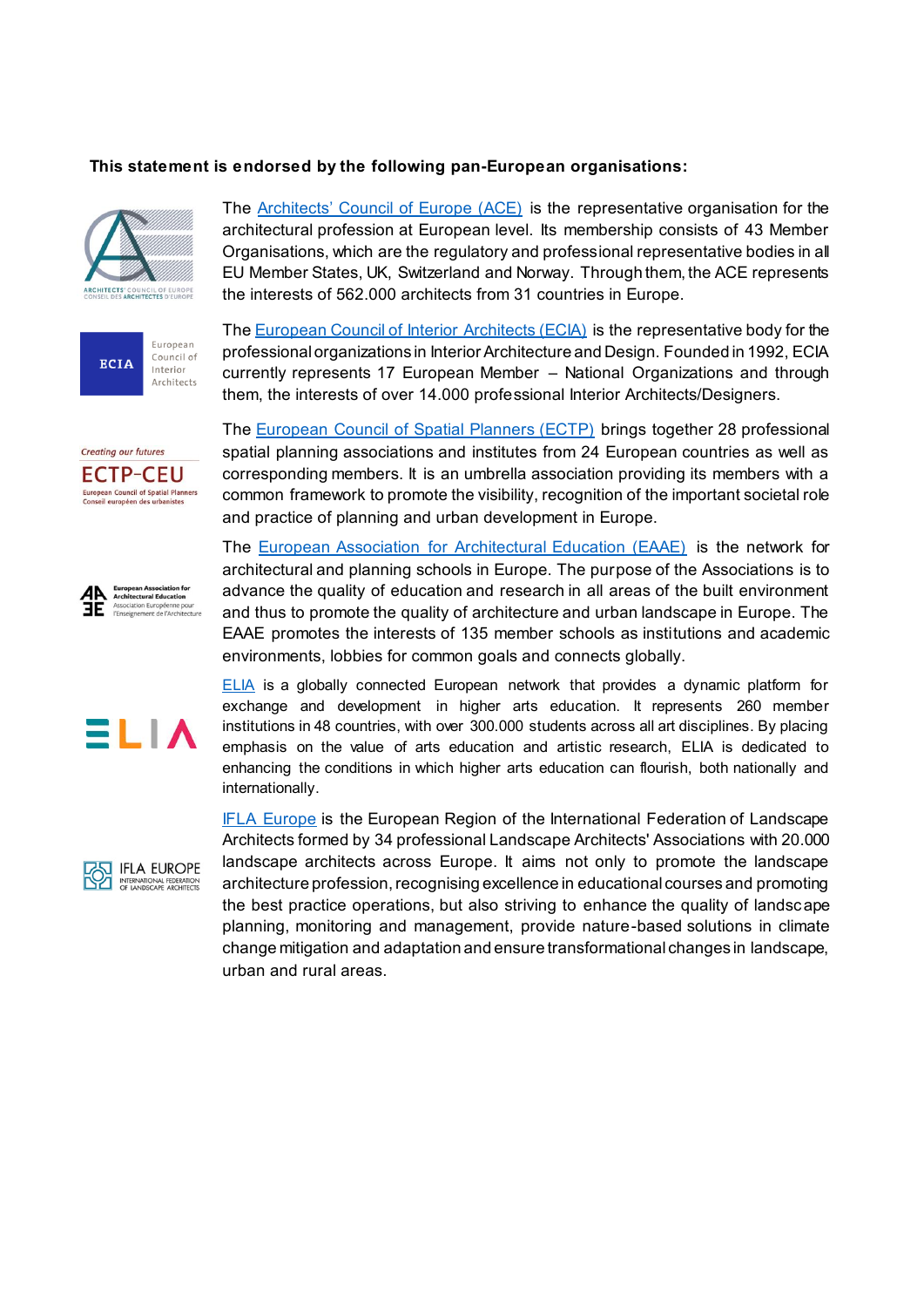**This statement is endorsed by the following pan-European organisations:**

The Architects' Council of Europe (ACE) is the representative organisation for the architectural profession at European level. Its membership consists of 43 Member Organisations, which are the regulatory and professional representative bodies in all EU Member States, UK, Switzerland and Norway. Through them, the ACE represents the interests of 562.000 architects from 31 countries in Europe.

The European Council of Interior Architects (ECIA) is the representative body for the professional organizations in Interior Architecture and Design. Founded in 1992, ECIA currently represents 17 European Member – National Organizations and through them, the interests of over 14.000 professional Interior Architects/Designers.

The European Council of Spatial Planners (ECTP) brings together 28 professional spatial planning associations and institutes from 24 European countries as well as corresponding members. It is an umbrella association providing its members with a common framework to promote the visibility, recognition of the important societal role and practice of planning and urban development in Europe.

The European Association for Architectural Education (EAAE) is the network for architectural and planning schools in Europe. The purpose of the Associations is to advance the quality of education and research in all areas of the built environment and thus to promote the quality of architecture and urban landscape in Europe. The EAAE promotes the interests of 135 member schools as institutions and academic environments, lobbies for common goals and connects globally.

ELIA is a globally connected European network that provides a dynamic platform for exchange and development in higher arts education. It represents 260 member institutions in 48 countries, with over 300.000 students across all art disciplines. By placing emphasis on the value of arts education and artistic research, ELIA is dedicated to enhancing the conditions in which higher arts education can flourish, both nationally and internationally.

IFLA Europe is the European Region of the International Federation of Landscape Architects formed by 34 professional Landscape Architects' Associations with 20.000 landscape architects across Europe. It aims not only to promote the landscape architecture profession, recognising excellence in educational courses and promoting the best practice operations, but also striving to enhance the quality of landscape planning, monitoring and management, provide nature-based solutions in climate change mitigation and adaptation and ensure transformational changes in landscape, urban and rural areas.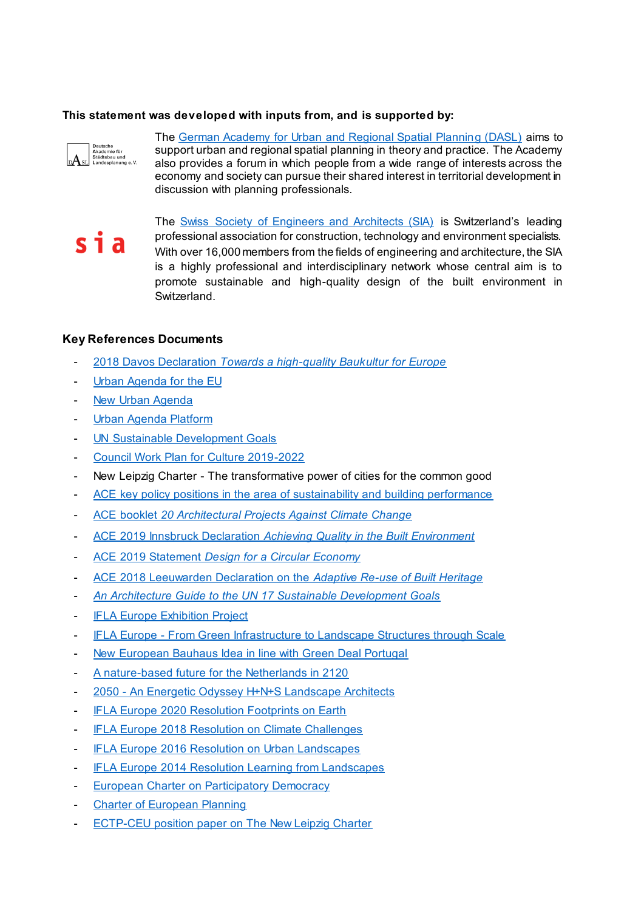**This statement was developed with inputs from, and is supported by:**

The German Academy for Urban and Regional Spatial Planning (DASL) aims to support urban and regional spatial planning in theory and practice. The Academy also provides a forum in which people from a wide range of interests across the economy and society can pursue their shared interest in territorial development in discussion with planning professionals.

The Swiss Society of Engineers and Architects (SIA) is Switzerland's leading professional association for construction, technology and environment specialists. With over 16,000 members from the fields of engineering and architecture, the SIA is a highly professional and interdisciplinary network whose central aim is to promote sustainable and high-quality design of the built environment in Switzerland.

**Key References Documents**

- 2018 Davos Declaration *Towards a high-quality Baukultur for Europe*
- Urban Agenda for the EU
- New Urban Agenda
- Urban Agenda Platform
- UN Sustainable Development Goals
- Council Work Plan for Culture 2019-2022
- New Leipzig Charter - The transformative power of cities for the common good
- ACE key policy positions in the area of sustainability and building performance
- ACE booklet *20 Architectural Projects Against Climate Change*
- ACE 2019 Innsbruck Declaration *Achieving Quality in the Built Environment*
- ACE 2019 Statement *Design for a Circular Economy*
- ACE 2018 Leeuwarden Declaration on the *Adaptive Re-use of Built Heritage*
- *An Architecture Guide to the UN 17 Sustainable Development Goals*
- IFLA Europe Exhibition Project
- IFLA Europe - From Green Infrastructure to Landscape Structures through Scale
- New European Bauhaus Idea in line with Green Deal Portugal
- A nature-based future for the Netherlands in 2120
- 2050 - An Energetic Odyssey H+N+S Landscape Architects
- IFLA Europe 2020 Resolution Footprints on Earth
- IFLA Europe 2018 Resolution on Climate Challenges
- IFLA Europe 2016 Resolution on Urban Landscapes
- IFLA Europe 2014 Resolution Learning from Landscapes
- European Charter on Participatory Democracy
- Charter of European Planning
- ECTP-CEU position paper on The New Leipzig Charter